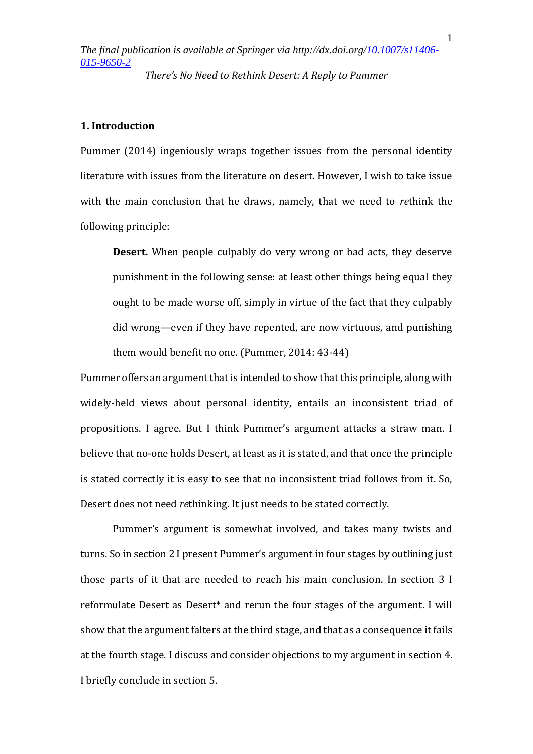*The final publication is available at Springer via http://dx.doi.org/10.1007/s11406-015-9650-2*

*There's No Need to Rethink Desert: A Reply to Pummer*

## 1. Introduction

Pummer (2014) ingeniously wraps together issues from the personal identity literature with issues from the literature on desert. However, I wish to take issue with the main conclusion that he draws, namely, that we need to *re*think the following principle:

> **Desert.** When people culpably do very wrong or bad acts, they deserve punishment in the following sense: at least other things being equal they ought to be made worse off, simply in virtue of the fact that they culpably did wrong—even if they have repented, are now virtuous, and punishing them would benefit no one. (Pummer, 2014: 43-44)

Pummer offers an argument that is intended to show that this principle, along with widely-held views about personal identity, entails an inconsistent triad of propositions. I agree. But I think Pummer's argument attacks a straw man. I believe that no-one holds Desert, at least as it is stated, and that once the principle is stated correctly it is easy to see that no inconsistent triad follows from it. So, Desert does not need *re*thinking. It just needs to be stated correctly.

Pummer's argument is somewhat involved, and takes many twists and turns. So in section 2 I present Pummer's argument in four stages by outlining just those parts of it that are needed to reach his main conclusion. In section 3 I reformulate Desert as Desert* and rerun the four stages of the argument. I will show that the argument falters at the third stage, and that as a consequence it fails at the fourth stage. I discuss and consider objections to my argument in section 4. I briefly conclude in section 5.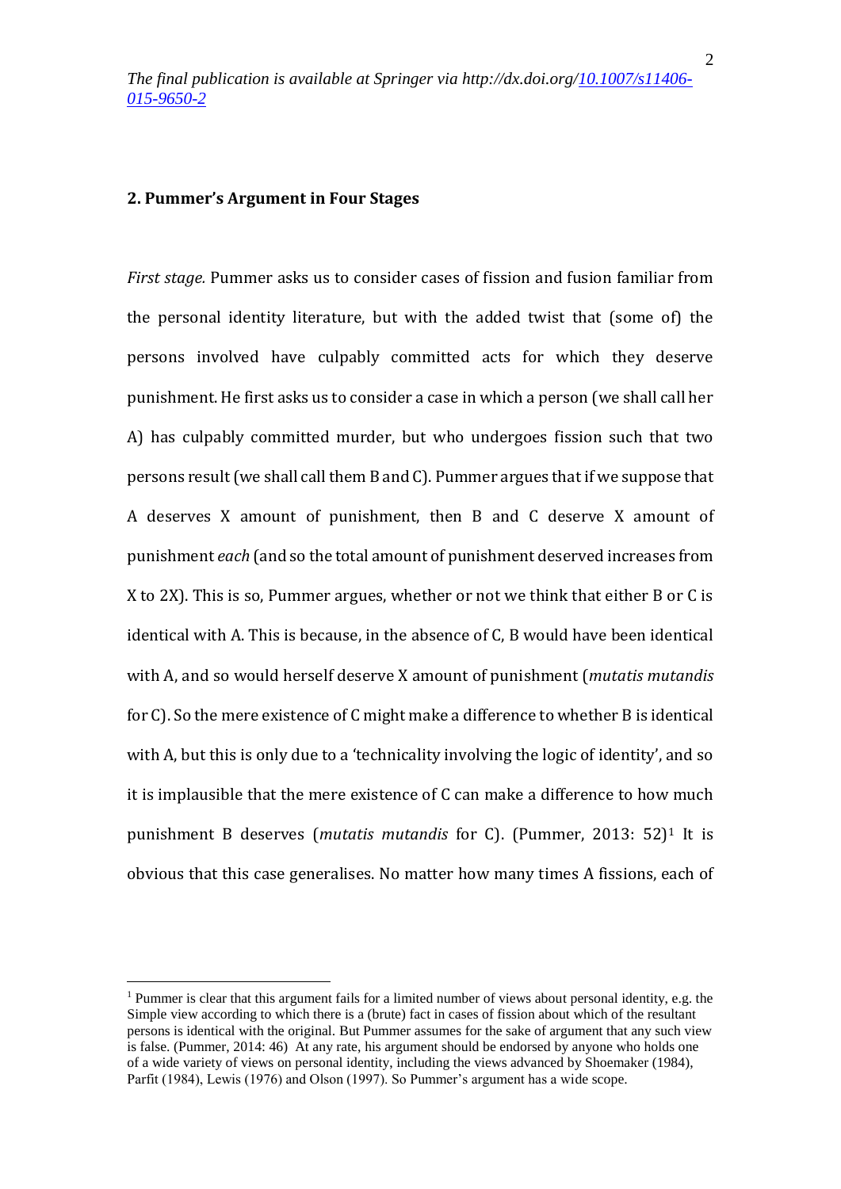*The final publication is available at Springer via http://dx.doi.org/10.1007/s11406-015-9650-2*

## 2. Pummer's Argument in Four Stages

*First stage.* Pummer asks us to consider cases of fission and fusion familiar from the personal identity literature, but with the added twist that (some of) the persons involved have culpably committed acts for which they deserve punishment. He first asks us to consider a case in which a person (we shall call her A) has culpably committed murder, but who undergoes fission such that two persons result (we shall call them B and C). Pummer argues that if we suppose that A deserves X amount of punishment, then B and C deserve X amount of punishment *each* (and so the total amount of punishment deserved increases from X to 2X). This is so, Pummer argues, whether or not we think that either B or C is identical with A. This is because, in the absence of C, B would have been identical with A, and so would herself deserve X amount of punishment (*mutatis mutandis* for C). So the mere existence of C might make a difference to whether B is identical with A, but this is only due to a 'technicality involving the logic of identity', and so it is implausible that the mere existence of C can make a difference to how much punishment B deserves (*mutatis mutandis* for C). (Pummer, 2013: 52)[1] It is obvious that this case generalises. No matter how many times A fissions, each of

[1] Pummer is clear that this argument fails for a limited number of views about personal identity, e.g. the Simple view according to which there is a (brute) fact in cases of fission about which of the resultant persons is identical with the original. But Pummer assumes for the sake of argument that any such view is false. (Pummer, 2014: 46) At any rate, his argument should be endorsed by anyone who holds one of a wide variety of views on personal identity, including the views advanced by Shoemaker (1984), Parfit (1984), Lewis (1976) and Olson (1997). So Pummer's argument has a wide scope.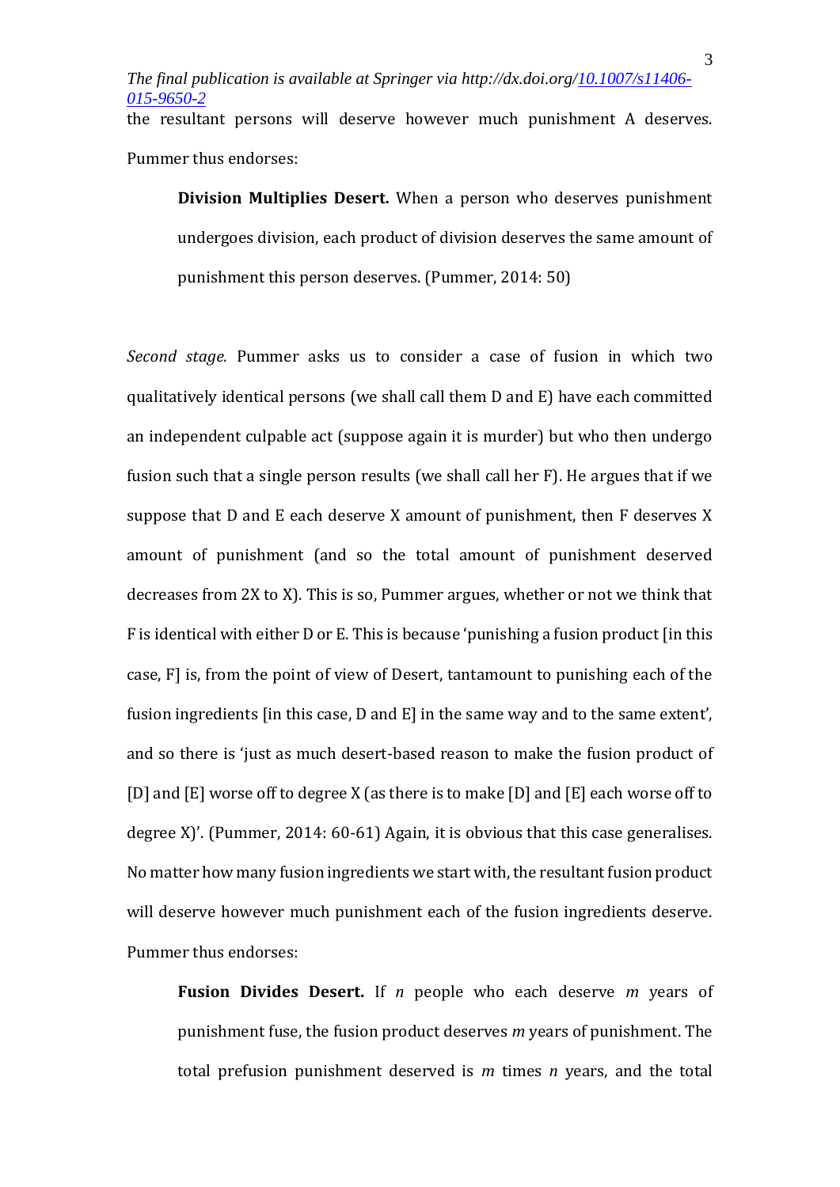the resultant persons will deserve however much punishment A deserves. Pummer thus endorses:

> **Division Multiplies Desert.** When a person who deserves punishment undergoes division, each product of division deserves the same amount of punishment this person deserves. (Pummer, 2014: 50)

*Second stage.* Pummer asks us to consider a case of fusion in which two qualitatively identical persons (we shall call them D and E) have each committed an independent culpable act (suppose again it is murder) but who then undergo fusion such that a single person results (we shall call her F). He argues that if we suppose that D and E each deserve X amount of punishment, then F deserves X amount of punishment (and so the total amount of punishment deserved decreases from 2X to X). This is so, Pummer argues, whether or not we think that F is identical with either D or E. This is because 'punishing a fusion product [in this case, F] is, from the point of view of Desert, tantamount to punishing each of the fusion ingredients [in this case, D and E] in the same way and to the same extent', and so there is 'just as much desert-based reason to make the fusion product of [D] and [E] worse off to degree X (as there is to make [D] and [E] each worse off to degree X)'. (Pummer, 2014: 60-61) Again, it is obvious that this case generalises. No matter how many fusion ingredients we start with, the resultant fusion product will deserve however much punishment each of the fusion ingredients deserve. Pummer thus endorses:

> **Fusion Divides Desert.** If $n$ people who each deserve $m$ years of punishment fuse, the fusion product deserves $m$ years of punishment. The total prefusion punishment deserved is $m$ times $n$ years, and the total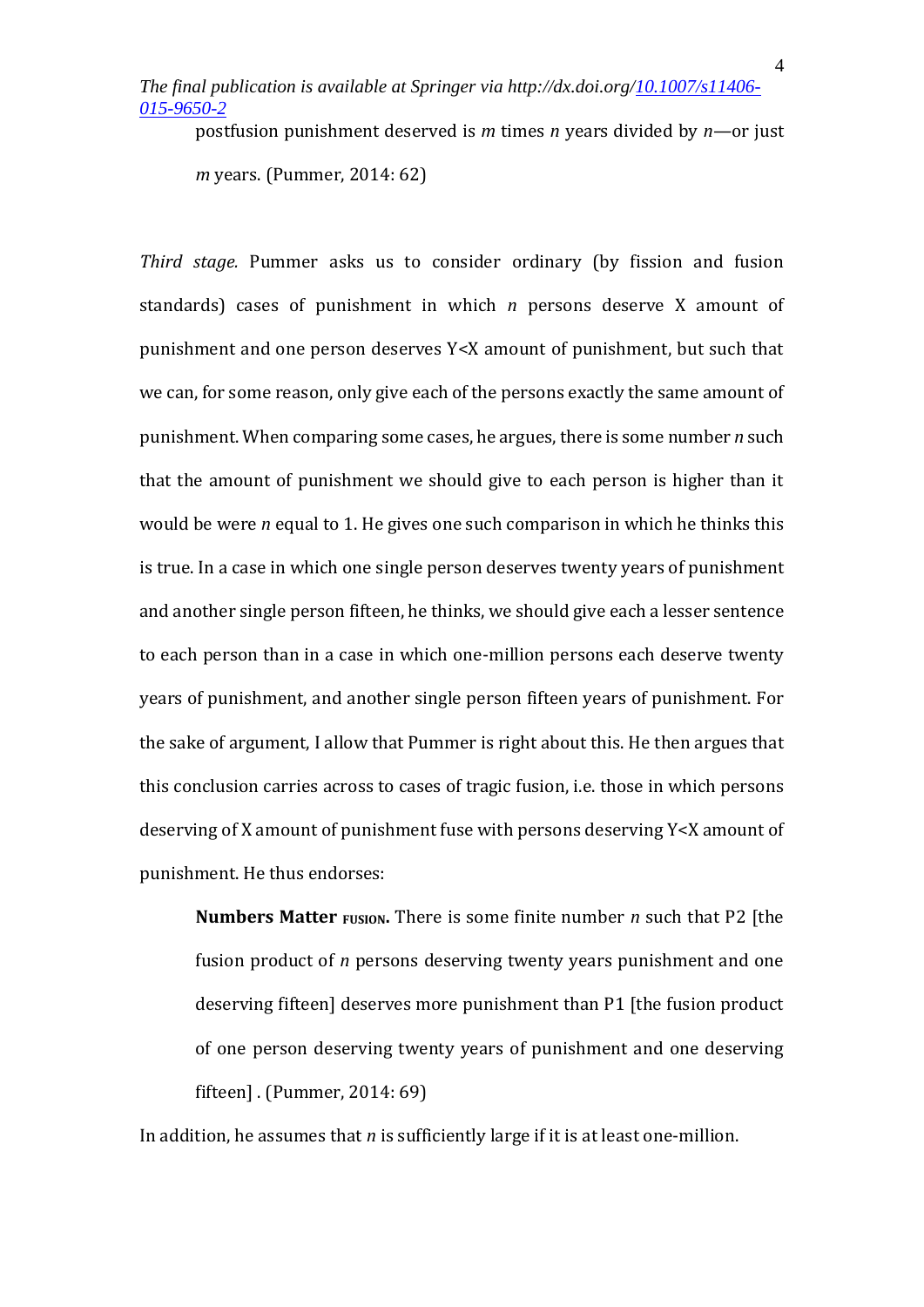postfusion punishment deserved is *m* times *n* years divided by *n*—or just *m* years. (Pummer, 2014: 62)

*Third stage.* Pummer asks us to consider ordinary (by fission and fusion standards) cases of punishment in which *n* persons deserve X amount of punishment and one person deserves Y<X amount of punishment, but such that we can, for some reason, only give each of the persons exactly the same amount of punishment. When comparing some cases, he argues, there is some number *n* such that the amount of punishment we should give to each person is higher than it would be were *n* equal to 1. He gives one such comparison in which he thinks this is true. In a case in which one single person deserves twenty years of punishment and another single person fifteen, he thinks, we should give each a lesser sentence to each person than in a case in which one-million persons each deserve twenty years of punishment, and another single person fifteen years of punishment. For the sake of argument, I allow that Pummer is right about this. He then argues that this conclusion carries across to cases of tragic fusion, i.e. those in which persons deserving of X amount of punishment fuse with persons deserving Y<X amount of punishment. He thus endorses:

> **Numbers Matter FUSION.** There is some finite number *n* such that P2 [the fusion product of *n* persons deserving twenty years punishment and one deserving fifteen] deserves more punishment than P1 [the fusion product of one person deserving twenty years of punishment and one deserving fifteen] . (Pummer, 2014: 69)

In addition, he assumes that *n* is sufficiently large if it is at least one-million.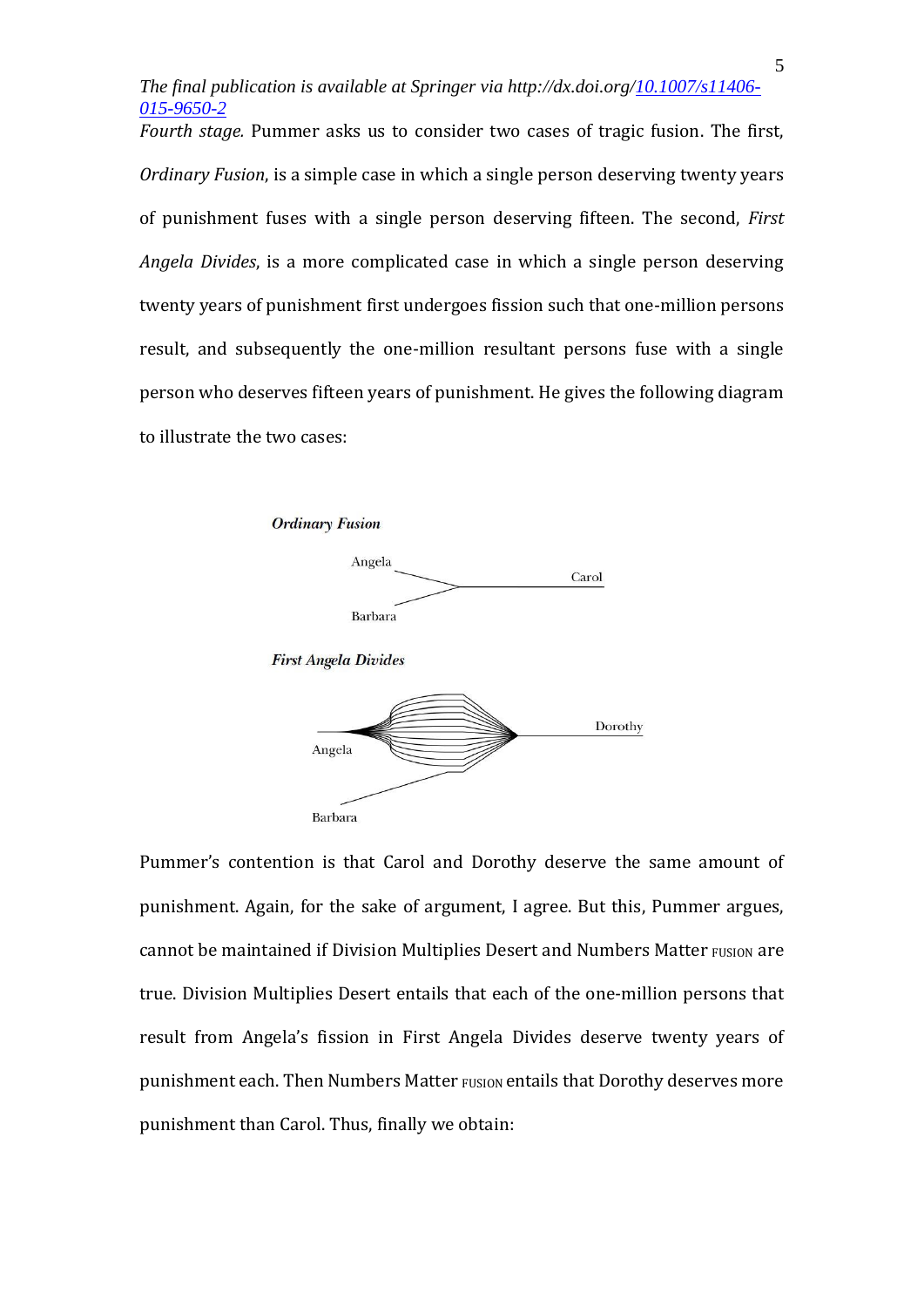*The final publication is available at Springer via http://dx.doi.org/10.1007/s11406-015-9650-2*

*Fourth stage.* Pummer asks us to consider two cases of tragic fusion. The first, *Ordinary Fusion*, is a simple case in which a single person deserving twenty years of punishment fuses with a single person deserving fifteen. The second, *First Angela Divides*, is a more complicated case in which a single person deserving twenty years of punishment first undergoes fission such that one-million persons result, and subsequently the one-million resultant persons fuse with a single person who deserves fifteen years of punishment. He gives the following diagram to illustrate the two cases:

***Ordinary Fusion***

Angela, Barbara → Carol

***First Angela Divides***

Angela, Barbara → Dorothy

Pummer's contention is that Carol and Dorothy deserve the same amount of punishment. Again, for the sake of argument, I agree. But this, Pummer argues, cannot be maintained if Division Multiplies Desert and Numbers Matter FUSION are true. Division Multiplies Desert entails that each of the one-million persons that result from Angela's fission in First Angela Divides deserve twenty years of punishment each. Then Numbers Matter FUSION entails that Dorothy deserves more punishment than Carol. Thus, finally we obtain: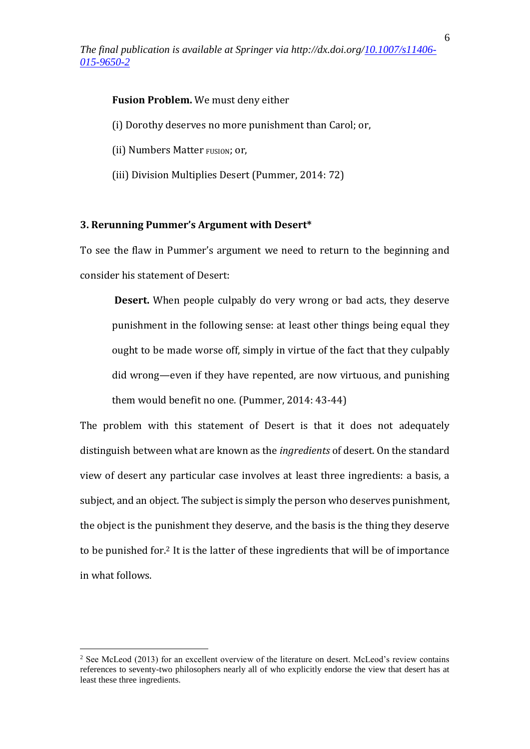**Fusion Problem.** We must deny either

(i) Dorothy deserves no more punishment than Carol; or,

(ii) Numbers Matter $_{\text{FUSION}}$; or,

(iii) Division Multiplies Desert (Pummer, 2014: 72)

## 3. Rerunning Pummer's Argument with Desert*

To see the flaw in Pummer's argument we need to return to the beginning and consider his statement of Desert:

> **Desert.** When people culpably do very wrong or bad acts, they deserve punishment in the following sense: at least other things being equal they ought to be made worse off, simply in virtue of the fact that they culpably did wrong—even if they have repented, are now virtuous, and punishing them would benefit no one. (Pummer, 2014: 43-44)

The problem with this statement of Desert is that it does not adequately distinguish between what are known as the *ingredients* of desert. On the standard view of desert any particular case involves at least three ingredients: a basis, a subject, and an object. The subject is simply the person who deserves punishment, the object is the punishment they deserve, and the basis is the thing they deserve to be punished for.[2] It is the latter of these ingredients that will be of importance in what follows.

---

[2] See McLeod (2013) for an excellent overview of the literature on desert. McLeod's review contains references to seventy-two philosophers nearly all of who explicitly endorse the view that desert has at least these three ingredients.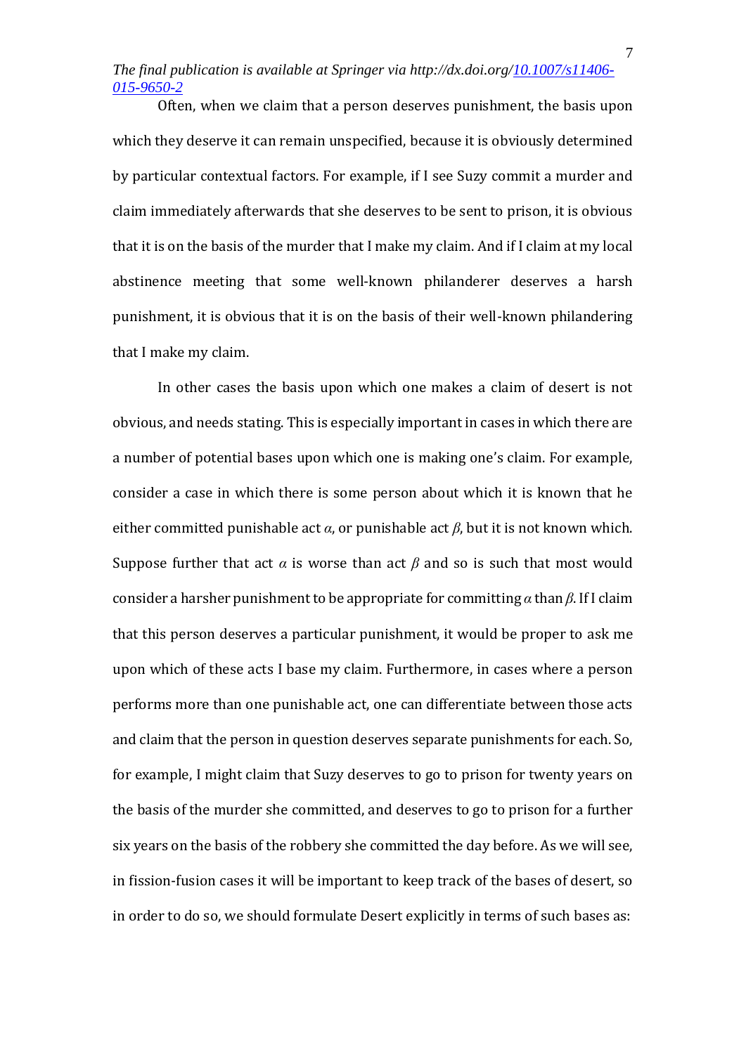Often, when we claim that a person deserves punishment, the basis upon which they deserve it can remain unspecified, because it is obviously determined by particular contextual factors. For example, if I see Suzy commit a murder and claim immediately afterwards that she deserves to be sent to prison, it is obvious that it is on the basis of the murder that I make my claim. And if I claim at my local abstinence meeting that some well-known philanderer deserves a harsh punishment, it is obvious that it is on the basis of their well-known philandering that I make my claim.

In other cases the basis upon which one makes a claim of desert is not obvious, and needs stating. This is especially important in cases in which there are a number of potential bases upon which one is making one's claim. For example, consider a case in which there is some person about which it is known that he either committed punishable act $\alpha$, or punishable act $\beta$, but it is not known which. Suppose further that act $\alpha$ is worse than act $\beta$ and so is such that most would consider a harsher punishment to be appropriate for committing $\alpha$ than $\beta$. If I claim that this person deserves a particular punishment, it would be proper to ask me upon which of these acts I base my claim. Furthermore, in cases where a person performs more than one punishable act, one can differentiate between those acts and claim that the person in question deserves separate punishments for each. So, for example, I might claim that Suzy deserves to go to prison for twenty years on the basis of the murder she committed, and deserves to go to prison for a further six years on the basis of the robbery she committed the day before. As we will see, in fission-fusion cases it will be important to keep track of the bases of desert, so in order to do so, we should formulate Desert explicitly in terms of such bases as: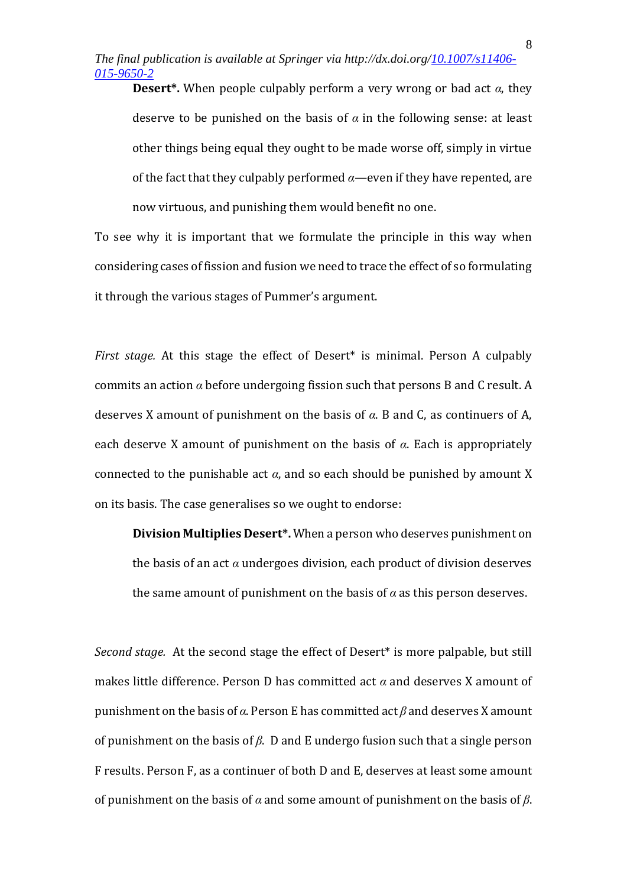**Desert\*.** When people culpably perform a very wrong or bad act $\alpha$, they deserve to be punished on the basis of $\alpha$ in the following sense: at least other things being equal they ought to be made worse off, simply in virtue of the fact that they culpably performed $\alpha$—even if they have repented, are now virtuous, and punishing them would benefit no one.

To see why it is important that we formulate the principle in this way when considering cases of fission and fusion we need to trace the effect of so formulating it through the various stages of Pummer's argument.

*First stage.* At this stage the effect of Desert* is minimal. Person A culpably commits an action $\alpha$ before undergoing fission such that persons B and C result. A deserves X amount of punishment on the basis of $\alpha$. B and C, as continuers of A, each deserve X amount of punishment on the basis of $\alpha$. Each is appropriately connected to the punishable act $\alpha$, and so each should be punished by amount X on its basis. The case generalises so we ought to endorse:

**Division Multiplies Desert\*.** When a person who deserves punishment on the basis of an act $\alpha$ undergoes division, each product of division deserves the same amount of punishment on the basis of $\alpha$ as this person deserves.

*Second stage.* At the second stage the effect of Desert* is more palpable, but still makes little difference. Person D has committed act $\alpha$ and deserves X amount of punishment on the basis of $\alpha$. Person E has committed act $\beta$ and deserves X amount of punishment on the basis of $\beta$. D and E undergo fusion such that a single person F results. Person F, as a continuer of both D and E, deserves at least some amount of punishment on the basis of $\alpha$ and some amount of punishment on the basis of $\beta$.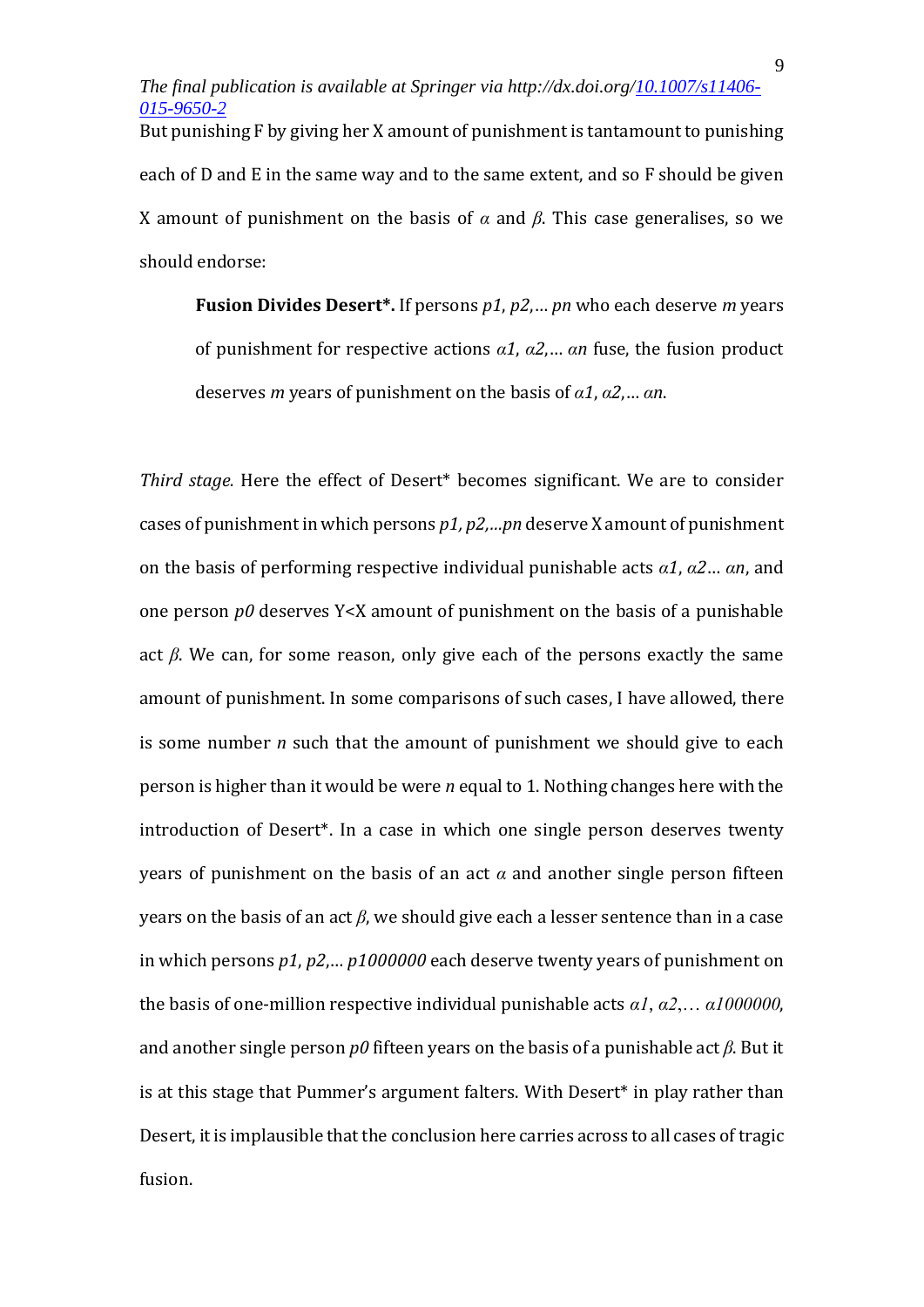But punishing F by giving her X amount of punishment is tantamount to punishing each of D and E in the same way and to the same extent, and so F should be given X amount of punishment on the basis of *α* and *β*. This case generalises, so we should endorse:

> **Fusion Divides Desert\*.** If persons *p1*, *p2*,… *pn* who each deserve *m* years of punishment for respective actions *α1*, *α2*,… *αn* fuse, the fusion product deserves *m* years of punishment on the basis of *α1*, *α2*,… *αn*.

*Third stage.* Here the effect of Desert* becomes significant. We are to consider cases of punishment in which persons *p1, p2,…pn* deserve X amount of punishment on the basis of performing respective individual punishable acts *α1*, *α2*… *αn*, and one person *p0* deserves Y<X amount of punishment on the basis of a punishable act *β*. We can, for some reason, only give each of the persons exactly the same amount of punishment. In some comparisons of such cases, I have allowed, there is some number *n* such that the amount of punishment we should give to each person is higher than it would be were *n* equal to 1. Nothing changes here with the introduction of Desert*. In a case in which one single person deserves twenty years of punishment on the basis of an act *α* and another single person fifteen years on the basis of an act *β*, we should give each a lesser sentence than in a case in which persons *p1*, *p2*,… *p1000000* each deserve twenty years of punishment on the basis of one-million respective individual punishable acts *α1*, *α2*,… *α1000000*, and another single person *p0* fifteen years on the basis of a punishable act *β*. But it is at this stage that Pummer's argument falters. With Desert* in play rather than Desert, it is implausible that the conclusion here carries across to all cases of tragic fusion.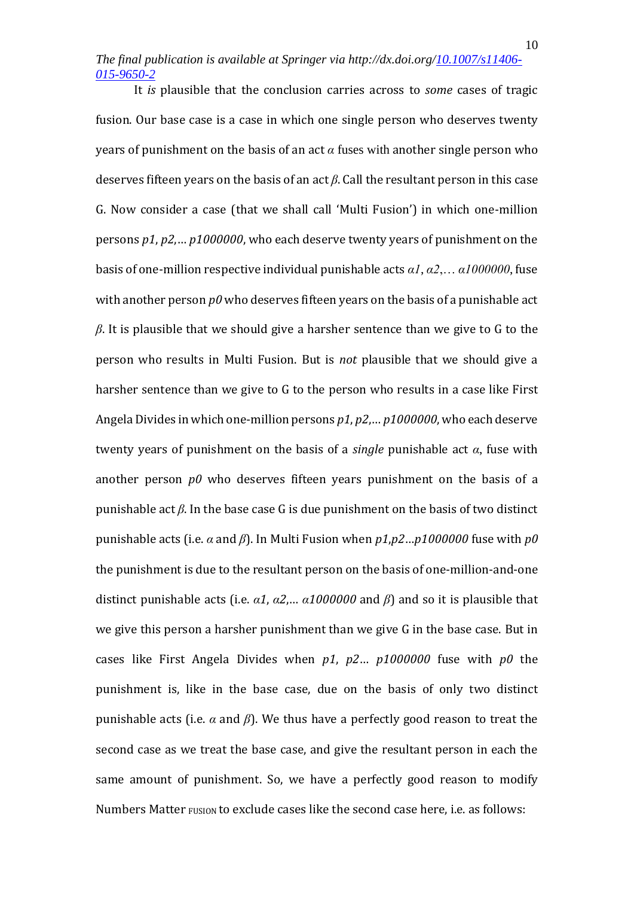It *is* plausible that the conclusion carries across to *some* cases of tragic fusion. Our base case is a case in which one single person who deserves twenty years of punishment on the basis of an act *α* fuses with another single person who deserves fifteen years on the basis of an act *β*. Call the resultant person in this case G. Now consider a case (that we shall call 'Multi Fusion') in which one-million persons *p1*, *p2*,… *p1000000*, who each deserve twenty years of punishment on the basis of one-million respective individual punishable acts *α1*, *α2*,… *α1000000*, fuse with another person *p0* who deserves fifteen years on the basis of a punishable act *β*. It is plausible that we should give a harsher sentence than we give to G to the person who results in Multi Fusion. But is *not* plausible that we should give a harsher sentence than we give to G to the person who results in a case like First Angela Divides in which one-million persons *p1*, *p2*,… *p1000000*, who each deserve twenty years of punishment on the basis of a *single* punishable act *α*, fuse with another person *p0* who deserves fifteen years punishment on the basis of a punishable act *β*. In the base case G is due punishment on the basis of two distinct punishable acts (i.e. *α* and *β*). In Multi Fusion when *p1*,*p2*…*p1000000* fuse with *p0* the punishment is due to the resultant person on the basis of one-million-and-one distinct punishable acts (i.e. *α1*, *α2*,… *α1000000* and *β*) and so it is plausible that we give this person a harsher punishment than we give G in the base case. But in cases like First Angela Divides when *p1*, *p2*… *p1000000* fuse with *p0* the punishment is, like in the base case, due on the basis of only two distinct punishable acts (i.e. *α* and *β*). We thus have a perfectly good reason to treat the second case as we treat the base case, and give the resultant person in each the same amount of punishment. So, we have a perfectly good reason to modify Numbers Matter $_{\text{FUSION}}$ to exclude cases like the second case here, i.e. as follows: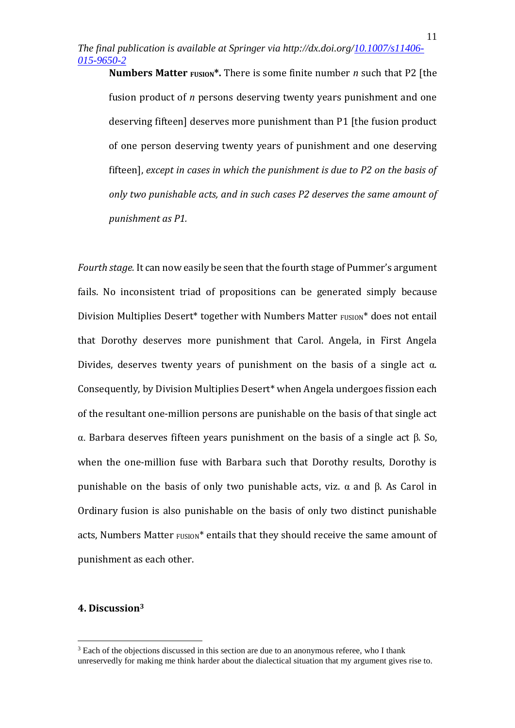**Numbers Matter $_{\text{FUSION}}$\*.** There is some finite number *n* such that P2 [the fusion product of *n* persons deserving twenty years punishment and one deserving fifteen] deserves more punishment than P1 [the fusion product of one person deserving twenty years of punishment and one deserving fifteen], *except in cases in which the punishment is due to P2 on the basis of only two punishable acts, and in such cases P2 deserves the same amount of punishment as P1.*

*Fourth stage.* It can now easily be seen that the fourth stage of Pummer's argument fails. No inconsistent triad of propositions can be generated simply because Division Multiplies Desert* together with Numbers Matter $_{\text{FUSION}}$\* does not entail that Dorothy deserves more punishment that Carol. Angela, in First Angela Divides, deserves twenty years of punishment on the basis of a single act α. Consequently, by Division Multiplies Desert* when Angela undergoes fission each of the resultant one-million persons are punishable on the basis of that single act α. Barbara deserves fifteen years punishment on the basis of a single act β. So, when the one-million fuse with Barbara such that Dorothy results, Dorothy is punishable on the basis of only two punishable acts, viz. α and β. As Carol in Ordinary fusion is also punishable on the basis of only two distinct punishable acts, Numbers Matter $_{\text{FUSION}}$\* entails that they should receive the same amount of punishment as each other.

## 4. Discussion[3]

[3] Each of the objections discussed in this section are due to an anonymous referee, who I thank unreservedly for making me think harder about the dialectical situation that my argument gives rise to.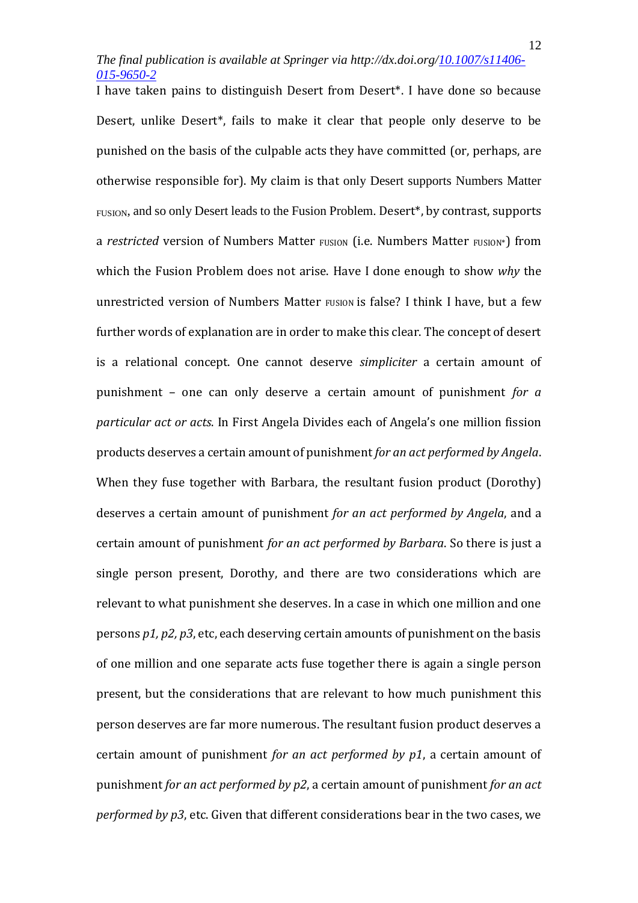I have taken pains to distinguish Desert from Desert*. I have done so because Desert, unlike Desert*, fails to make it clear that people only deserve to be punished on the basis of the culpable acts they have committed (or, perhaps, are otherwise responsible for). My claim is that only Desert supports Numbers Matter $_{\text{FUSION}}$, and so only Desert leads to the Fusion Problem. Desert*, by contrast, supports a *restricted* version of Numbers Matter $_{\text{FUSION}}$ (i.e. Numbers Matter $_{\text{FUSION*}}$) from which the Fusion Problem does not arise. Have I done enough to show *why* the unrestricted version of Numbers Matter $_{\text{FUSION}}$ is false? I think I have, but a few further words of explanation are in order to make this clear. The concept of desert is a relational concept. One cannot deserve *simpliciter* a certain amount of punishment – one can only deserve a certain amount of punishment *for a particular act or acts*. In First Angela Divides each of Angela's one million fission products deserves a certain amount of punishment *for an act performed by Angela*. When they fuse together with Barbara, the resultant fusion product (Dorothy) deserves a certain amount of punishment *for an act performed by Angela*, and a certain amount of punishment *for an act performed by Barbara*. So there is just a single person present, Dorothy, and there are two considerations which are relevant to what punishment she deserves. In a case in which one million and one persons *p1, p2, p3*, etc, each deserving certain amounts of punishment on the basis of one million and one separate acts fuse together there is again a single person present, but the considerations that are relevant to how much punishment this person deserves are far more numerous. The resultant fusion product deserves a certain amount of punishment *for an act performed by p1*, a certain amount of punishment *for an act performed by p2*, a certain amount of punishment *for an act performed by p3*, etc. Given that different considerations bear in the two cases, we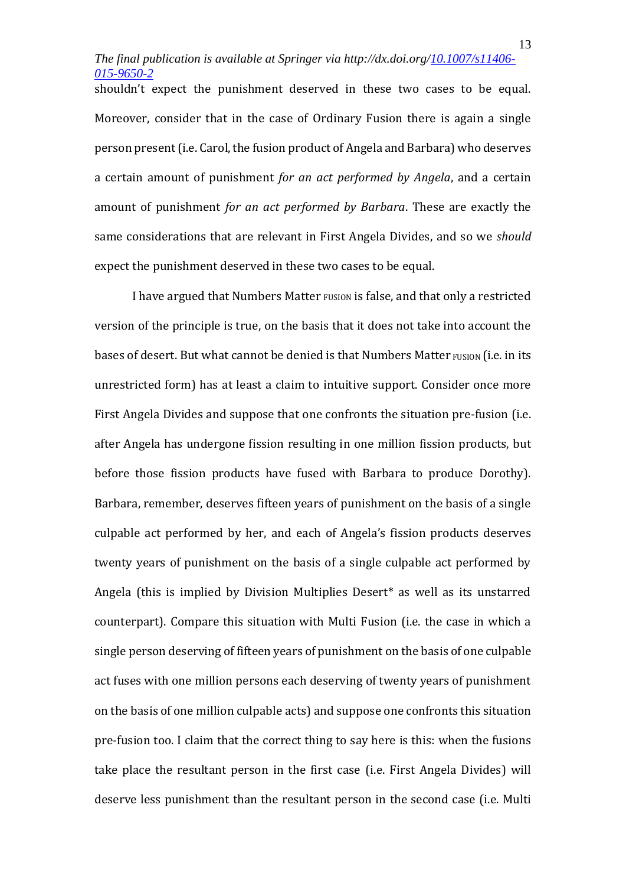shouldn't expect the punishment deserved in these two cases to be equal. Moreover, consider that in the case of Ordinary Fusion there is again a single person present (i.e. Carol, the fusion product of Angela and Barbara) who deserves a certain amount of punishment *for an act performed by Angela*, and a certain amount of punishment *for an act performed by Barbara*. These are exactly the same considerations that are relevant in First Angela Divides, and so we *should* expect the punishment deserved in these two cases to be equal.

I have argued that Numbers Matter FUSION is false, and that only a restricted version of the principle is true, on the basis that it does not take into account the bases of desert. But what cannot be denied is that Numbers Matter FUSION (i.e. in its unrestricted form) has at least a claim to intuitive support. Consider once more First Angela Divides and suppose that one confronts the situation pre-fusion (i.e. after Angela has undergone fission resulting in one million fission products, but before those fission products have fused with Barbara to produce Dorothy). Barbara, remember, deserves fifteen years of punishment on the basis of a single culpable act performed by her, and each of Angela's fission products deserves twenty years of punishment on the basis of a single culpable act performed by Angela (this is implied by Division Multiplies Desert* as well as its unstarred counterpart). Compare this situation with Multi Fusion (i.e. the case in which a single person deserving of fifteen years of punishment on the basis of one culpable act fuses with one million persons each deserving of twenty years of punishment on the basis of one million culpable acts) and suppose one confronts this situation pre-fusion too. I claim that the correct thing to say here is this: when the fusions take place the resultant person in the first case (i.e. First Angela Divides) will deserve less punishment than the resultant person in the second case (i.e. Multi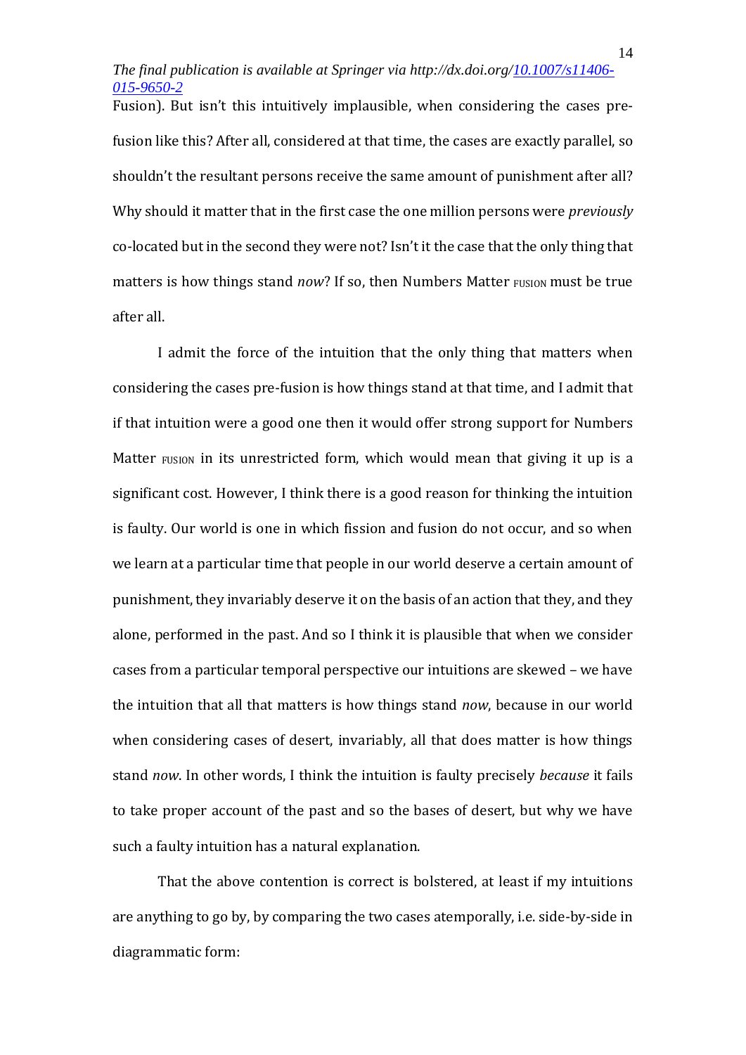Fusion). But isn't this intuitively implausible, when considering the cases pre-fusion like this? After all, considered at that time, the cases are exactly parallel, so shouldn't the resultant persons receive the same amount of punishment after all? Why should it matter that in the first case the one million persons were *previously* co-located but in the second they were not? Isn't it the case that the only thing that matters is how things stand *now*? If so, then Numbers Matter $_{\text{FUSION}}$ must be true after all.

I admit the force of the intuition that the only thing that matters when considering the cases pre-fusion is how things stand at that time, and I admit that if that intuition were a good one then it would offer strong support for Numbers Matter $_{\text{FUSION}}$ in its unrestricted form, which would mean that giving it up is a significant cost. However, I think there is a good reason for thinking the intuition is faulty. Our world is one in which fission and fusion do not occur, and so when we learn at a particular time that people in our world deserve a certain amount of punishment, they invariably deserve it on the basis of an action that they, and they alone, performed in the past. And so I think it is plausible that when we consider cases from a particular temporal perspective our intuitions are skewed – we have the intuition that all that matters is how things stand *now*, because in our world when considering cases of desert, invariably, all that does matter is how things stand *now*. In other words, I think the intuition is faulty precisely *because* it fails to take proper account of the past and so the bases of desert, but why we have such a faulty intuition has a natural explanation.

That the above contention is correct is bolstered, at least if my intuitions are anything to go by, by comparing the two cases atemporally, i.e. side-by-side in diagrammatic form: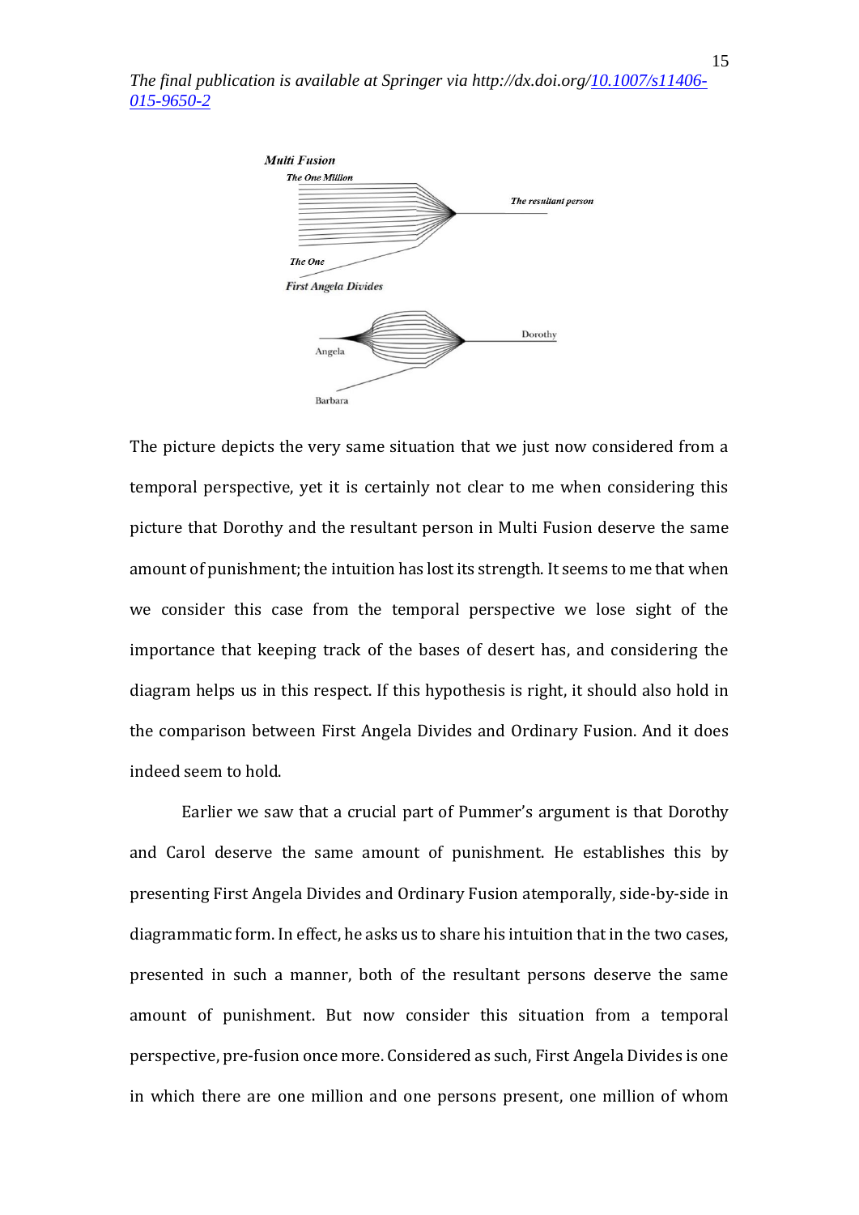The final publication is available at Springer via http://dx.doi.org/10.1007/s11406-015-9650-2

*Multi Fusion*

*The One Million*

*The resultant person*

*The One*

*First Angela Divides*

Dorothy

Angela

Barbara

The picture depicts the very same situation that we just now considered from a temporal perspective, yet it is certainly not clear to me when considering this picture that Dorothy and the resultant person in Multi Fusion deserve the same amount of punishment; the intuition has lost its strength. It seems to me that when we consider this case from the temporal perspective we lose sight of the importance that keeping track of the bases of desert has, and considering the diagram helps us in this respect. If this hypothesis is right, it should also hold in the comparison between First Angela Divides and Ordinary Fusion. And it does indeed seem to hold.

Earlier we saw that a crucial part of Pummer's argument is that Dorothy and Carol deserve the same amount of punishment. He establishes this by presenting First Angela Divides and Ordinary Fusion atemporally, side-by-side in diagrammatic form. In effect, he asks us to share his intuition that in the two cases, presented in such a manner, both of the resultant persons deserve the same amount of punishment. But now consider this situation from a temporal perspective, pre-fusion once more. Considered as such, First Angela Divides is one in which there are one million and one persons present, one million of whom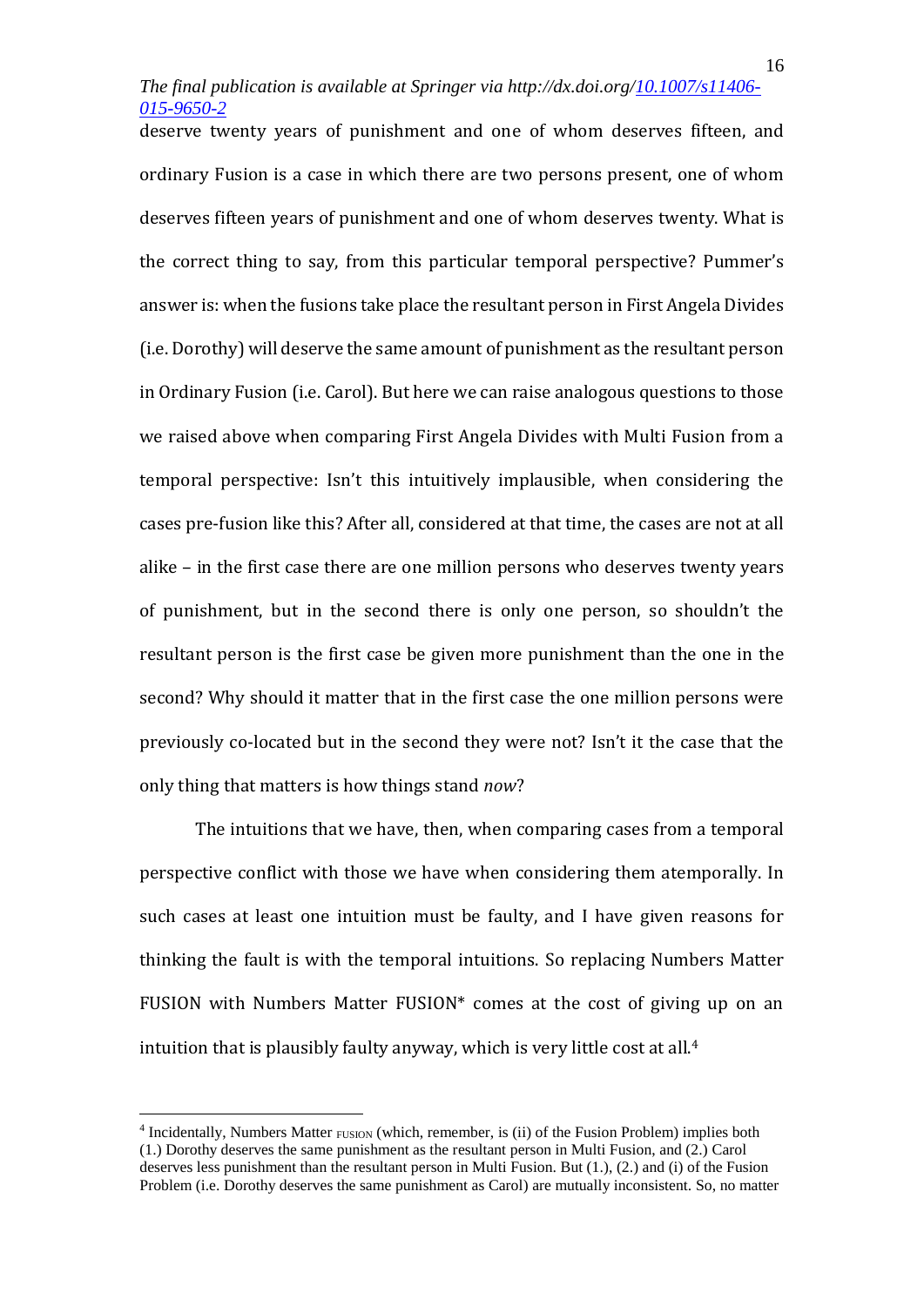deserve twenty years of punishment and one of whom deserves fifteen, and ordinary Fusion is a case in which there are two persons present, one of whom deserves fifteen years of punishment and one of whom deserves twenty. What is the correct thing to say, from this particular temporal perspective? Pummer's answer is: when the fusions take place the resultant person in First Angela Divides (i.e. Dorothy) will deserve the same amount of punishment as the resultant person in Ordinary Fusion (i.e. Carol). But here we can raise analogous questions to those we raised above when comparing First Angela Divides with Multi Fusion from a temporal perspective: Isn't this intuitively implausible, when considering the cases pre-fusion like this? After all, considered at that time, the cases are not at all alike – in the first case there are one million persons who deserves twenty years of punishment, but in the second there is only one person, so shouldn't the resultant person is the first case be given more punishment than the one in the second? Why should it matter that in the first case the one million persons were previously co-located but in the second they were not? Isn't it the case that the only thing that matters is how things stand *now*?

The intuitions that we have, then, when comparing cases from a temporal perspective conflict with those we have when considering them atemporally. In such cases at least one intuition must be faulty, and I have given reasons for thinking the fault is with the temporal intuitions. So replacing Numbers Matter FUSION with Numbers Matter FUSION* comes at the cost of giving up on an intuition that is plausibly faulty anyway, which is very little cost at all.[4]

---

[4] Incidentally, Numbers Matter FUSION (which, remember, is (ii) of the Fusion Problem) implies both (1.) Dorothy deserves the same punishment as the resultant person in Multi Fusion, and (2.) Carol deserves less punishment than the resultant person in Multi Fusion. But (1.), (2.) and (i) of the Fusion Problem (i.e. Dorothy deserves the same punishment as Carol) are mutually inconsistent. So, no matter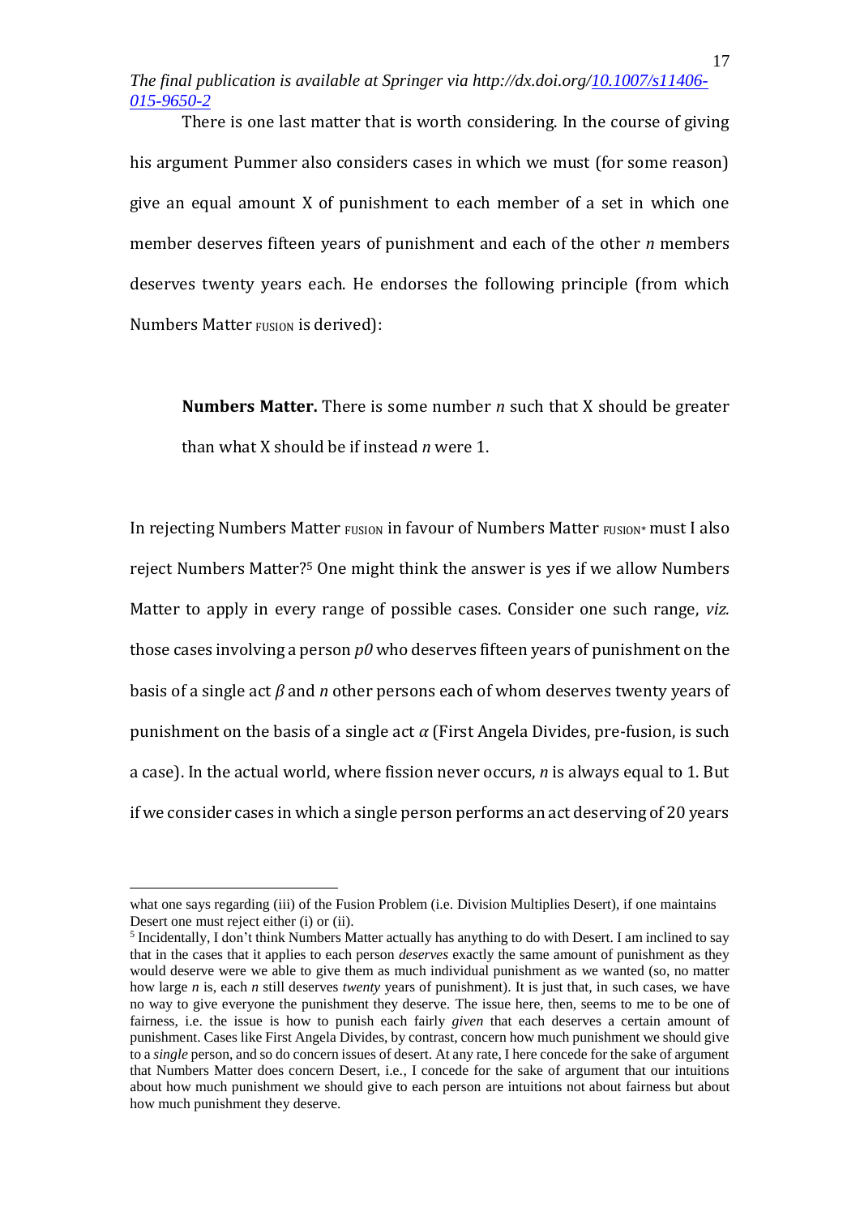There is one last matter that is worth considering. In the course of giving his argument Pummer also considers cases in which we must (for some reason) give an equal amount X of punishment to each member of a set in which one member deserves fifteen years of punishment and each of the other *n* members deserves twenty years each. He endorses the following principle (from which Numbers Matter $_{\text{FUSION}}$ is derived):

> **Numbers Matter.** There is some number *n* such that X should be greater than what X should be if instead *n* were 1.

In rejecting Numbers Matter $_{\text{FUSION}}$ in favour of Numbers Matter $_{\text{FUSION*}}$ must I also reject Numbers Matter?[5] One might think the answer is yes if we allow Numbers Matter to apply in every range of possible cases. Consider one such range, *viz.* those cases involving a person *p0* who deserves fifteen years of punishment on the basis of a single act $\beta$ and *n* other persons each of whom deserves twenty years of punishment on the basis of a single act $\alpha$ (First Angela Divides, pre-fusion, is such a case). In the actual world, where fission never occurs, *n* is always equal to 1. But if we consider cases in which a single person performs an act deserving of 20 years

---

what one says regarding (iii) of the Fusion Problem (i.e. Division Multiplies Desert), if one maintains Desert one must reject either (i) or (ii).

[5] Incidentally, I don't think Numbers Matter actually has anything to do with Desert. I am inclined to say that in the cases that it applies to each person *deserves* exactly the same amount of punishment as they would deserve were we able to give them as much individual punishment as we wanted (so, no matter how large *n* is, each *n* still deserves *twenty* years of punishment). It is just that, in such cases, we have no way to give everyone the punishment they deserve. The issue here, then, seems to me to be one of fairness, i.e. the issue is how to punish each fairly *given* that each deserves a certain amount of punishment. Cases like First Angela Divides, by contrast, concern how much punishment we should give to a *single* person, and so do concern issues of desert. At any rate, I here concede for the sake of argument that Numbers Matter does concern Desert, i.e., I concede for the sake of argument that our intuitions about how much punishment we should give to each person are intuitions not about fairness but about how much punishment they deserve.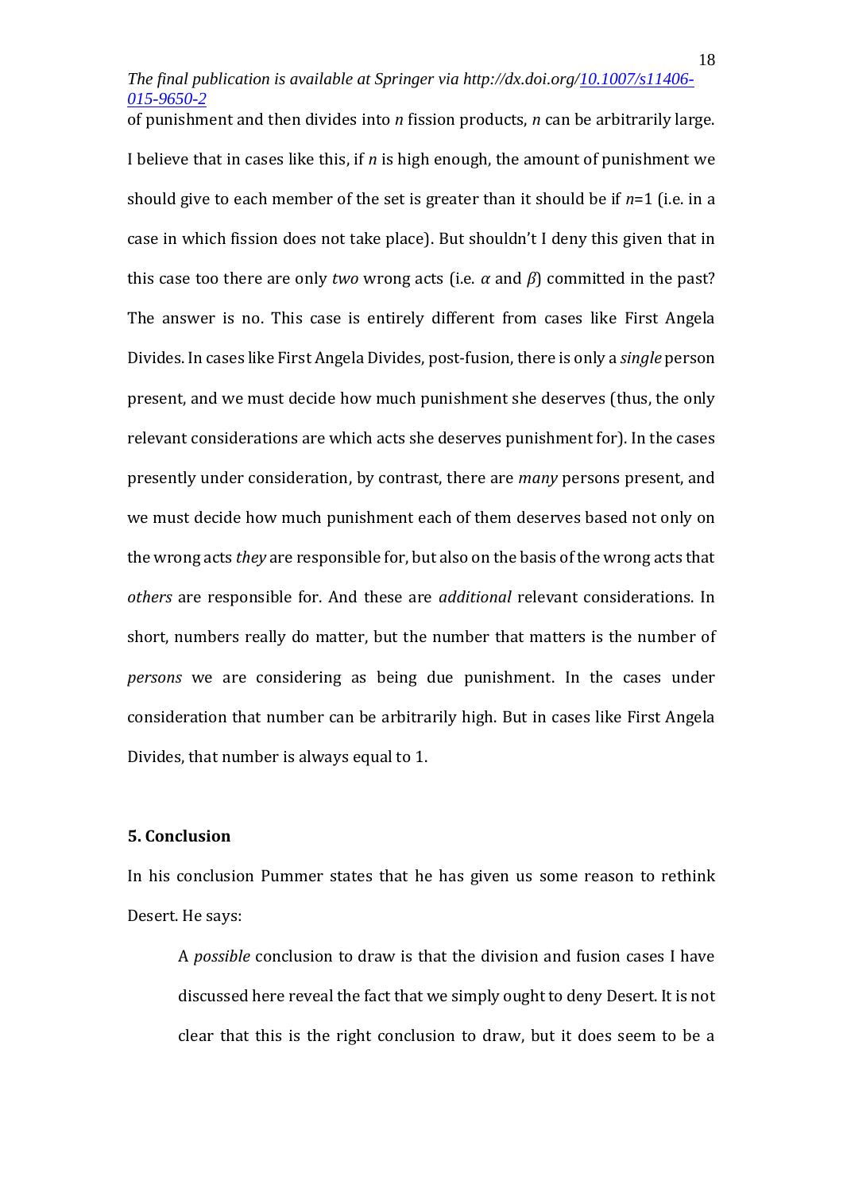of punishment and then divides into $n$ fission products, $n$ can be arbitrarily large. I believe that in cases like this, if $n$ is high enough, the amount of punishment we should give to each member of the set is greater than it should be if $n$=1 (i.e. in a case in which fission does not take place). But shouldn't I deny this given that in this case too there are only *two* wrong acts (i.e. $\alpha$ and $\beta$) committed in the past? The answer is no. This case is entirely different from cases like First Angela Divides. In cases like First Angela Divides, post-fusion, there is only a *single* person present, and we must decide how much punishment she deserves (thus, the only relevant considerations are which acts she deserves punishment for). In the cases presently under consideration, by contrast, there are *many* persons present, and we must decide how much punishment each of them deserves based not only on the wrong acts *they* are responsible for, but also on the basis of the wrong acts that *others* are responsible for. And these are *additional* relevant considerations. In short, numbers really do matter, but the number that matters is the number of *persons* we are considering as being due punishment. In the cases under consideration that number can be arbitrarily high. But in cases like First Angela Divides, that number is always equal to 1.

## 5. Conclusion

In his conclusion Pummer states that he has given us some reason to rethink Desert. He says:

> A *possible* conclusion to draw is that the division and fusion cases I have discussed here reveal the fact that we simply ought to deny Desert. It is not clear that this is the right conclusion to draw, but it does seem to be a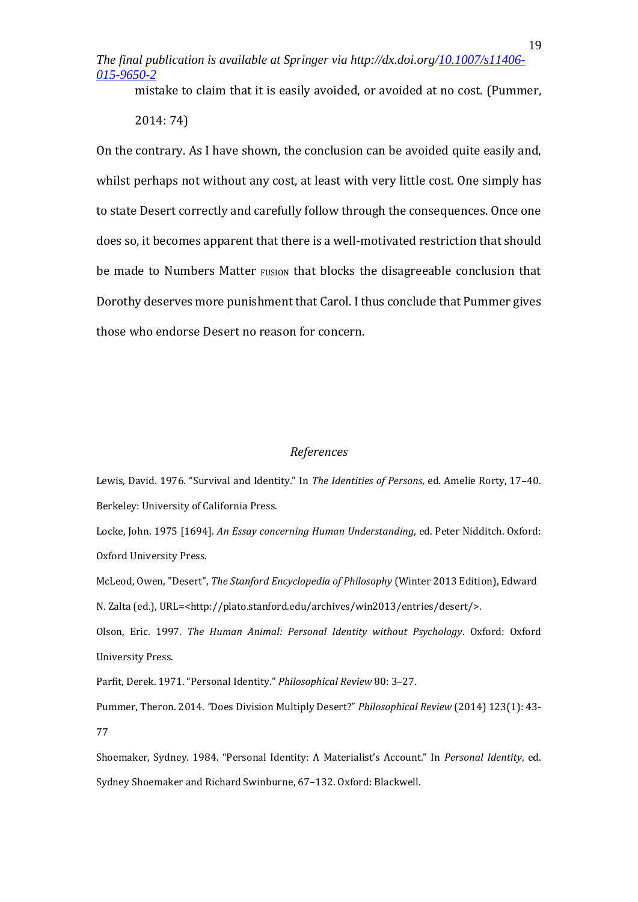mistake to claim that it is easily avoided, or avoided at no cost. (Pummer, 2014: 74)

On the contrary. As I have shown, the conclusion can be avoided quite easily and, whilst perhaps not without any cost, at least with very little cost. One simply has to state Desert correctly and carefully follow through the consequences. Once one does so, it becomes apparent that there is a well-motivated restriction that should be made to Numbers Matter $_{\text{FUSION}}$ that blocks the disagreeable conclusion that Dorothy deserves more punishment that Carol. I thus conclude that Pummer gives those who endorse Desert no reason for concern.

## *References*

Lewis, David. 1976. "Survival and Identity." In *The Identities of Persons*, ed. Amelie Rorty, 17–40. Berkeley: University of California Press.

Locke, John. 1975 [1694]. *An Essay concerning Human Understanding*, ed. Peter Nidditch. Oxford: Oxford University Press.

McLeod, Owen, "Desert", *The Stanford Encyclopedia of Philosophy* (Winter 2013 Edition), Edward N. Zalta (ed.), URL=<http://plato.stanford.edu/archives/win2013/entries/desert/>.

Olson, Eric. 1997. *The Human Animal: Personal Identity without Psychology*. Oxford: Oxford University Press.

Parfit, Derek. 1971. "Personal Identity." *Philosophical Review* 80: 3–27.

Pummer, Theron. 2014. "Does Division Multiply Desert?" *Philosophical Review* (2014) 123(1): 43-77

Shoemaker, Sydney. 1984. "Personal Identity: A Materialist's Account." In *Personal Identity*, ed. Sydney Shoemaker and Richard Swinburne, 67–132. Oxford: Blackwell.